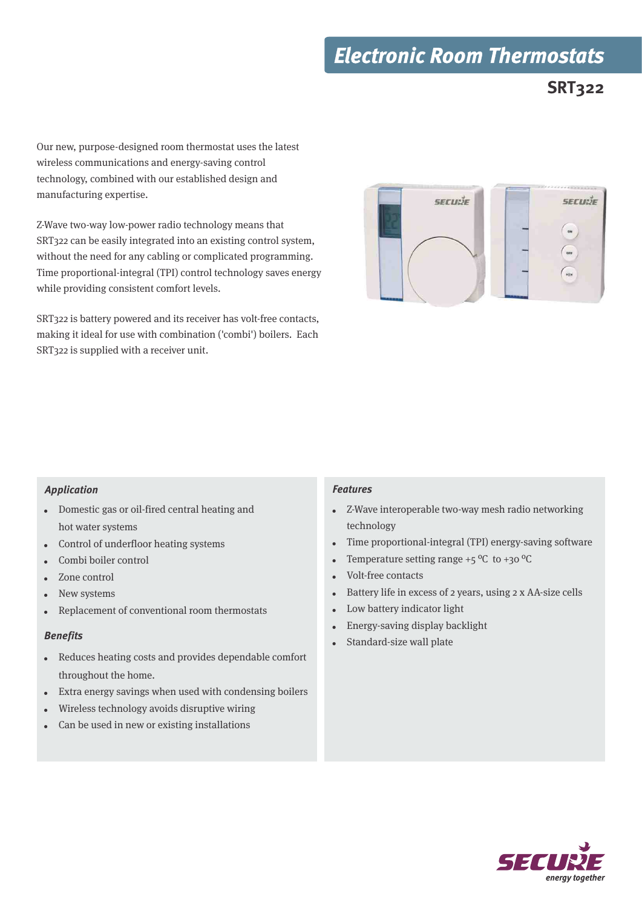# Electronic Room Thermostats

## SRT322

Our new, purpose-designed room thermostat uses the latest wireless communications and energy-saving control technology, combined with our established design and manufacturing expertise.

Z-Wave two-way low-power radio technology means that SRT322 can be easily integrated into an existing control system, without the need for any cabling or complicated programming. Time proportional-integral (TPI) control technology saves energy while providing consistent comfort levels.

SRT322 is battery powered and its receiver has volt-free contacts, making it ideal for use with combination ('combi') boilers. Each SRT322 is supplied with a receiver unit.

### *Application*

- Domestic gas or oil-fired central heating and hot water systems
- Control of underfloor heating systems
- Combi boiler control
- Zone control
- New systems
- Replacement of conventional room thermostats

### *Benefits*

- Reduces heating costs and provides dependable comfort throughout the home.
- Extra energy savings when used with condensing boilers
- Wireless technology avoids disruptive wiring
- Can be used in new or existing installations

### *Features*

- Z-Wave interoperable two-way mesh radio networking technology
- Time proportional-integral (TPI) energy-saving software
- Temperature setting range +5 °C to +30 °C
- Volt-free contacts
- Battery life in excess of 2 years, using 2 x AA-size cells
- Low battery indicator light
- Energy-saving display backlight
- Standard-size wall plate

SECURE
*energy together*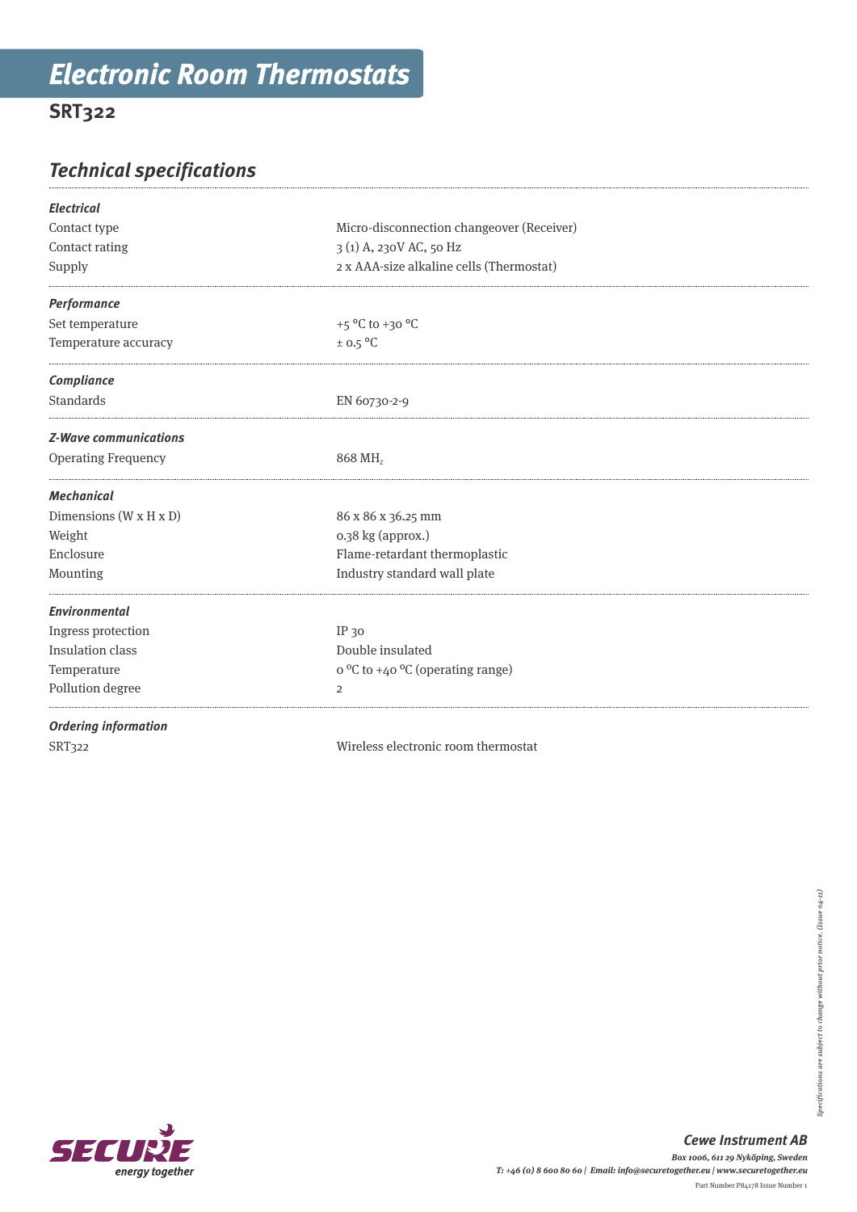# Electronic Room Thermostats

## SRT322

## *Technical specifications*

| | |
|---|---|
| ***Electrical*** | |
| Contact type | Micro-disconnection changeover (Receiver) |
| Contact rating | 3 (1) A, 230V AC, 50 Hz |
| Supply | 2 x AAA-size alkaline cells (Thermostat) |
| ***Performance*** | |
| Set temperature | +5 °C to +30 °C |
| Temperature accuracy | ± 0.5 °C |
| ***Compliance*** | |
| Standards | EN 60730-2-9 |
| ***Z-Wave communications*** | |
| Operating Frequency | 868 $MH_z$ |
| ***Mechanical*** | |
| Dimensions (W x H x D) | 86 x 86 x 36.25 mm |
| Weight | 0.38 kg (approx.) |
| Enclosure | Flame-retardant thermoplastic |
| Mounting | Industry standard wall plate |
| ***Environmental*** | |
| Ingress protection | IP 30 |
| Insulation class | Double insulated |
| Temperature | 0 °C to +40 °C (operating range) |
| Pollution degree | 2 |
| ***Ordering information*** | |
| SRT322 | Wireless electronic room thermostat |

*Specifications are subject to change without prior notice. (Issue 04-11)*

SECURE energy together

**Cewe Instrument AB**

*Box 1006, 611 29 Nyköping, Sweden*

*T: +46 (0) 8 600 80 60 | Email: info@securetogether.eu | www.securetogether.eu*

Part Number P84178 Issue Number 1